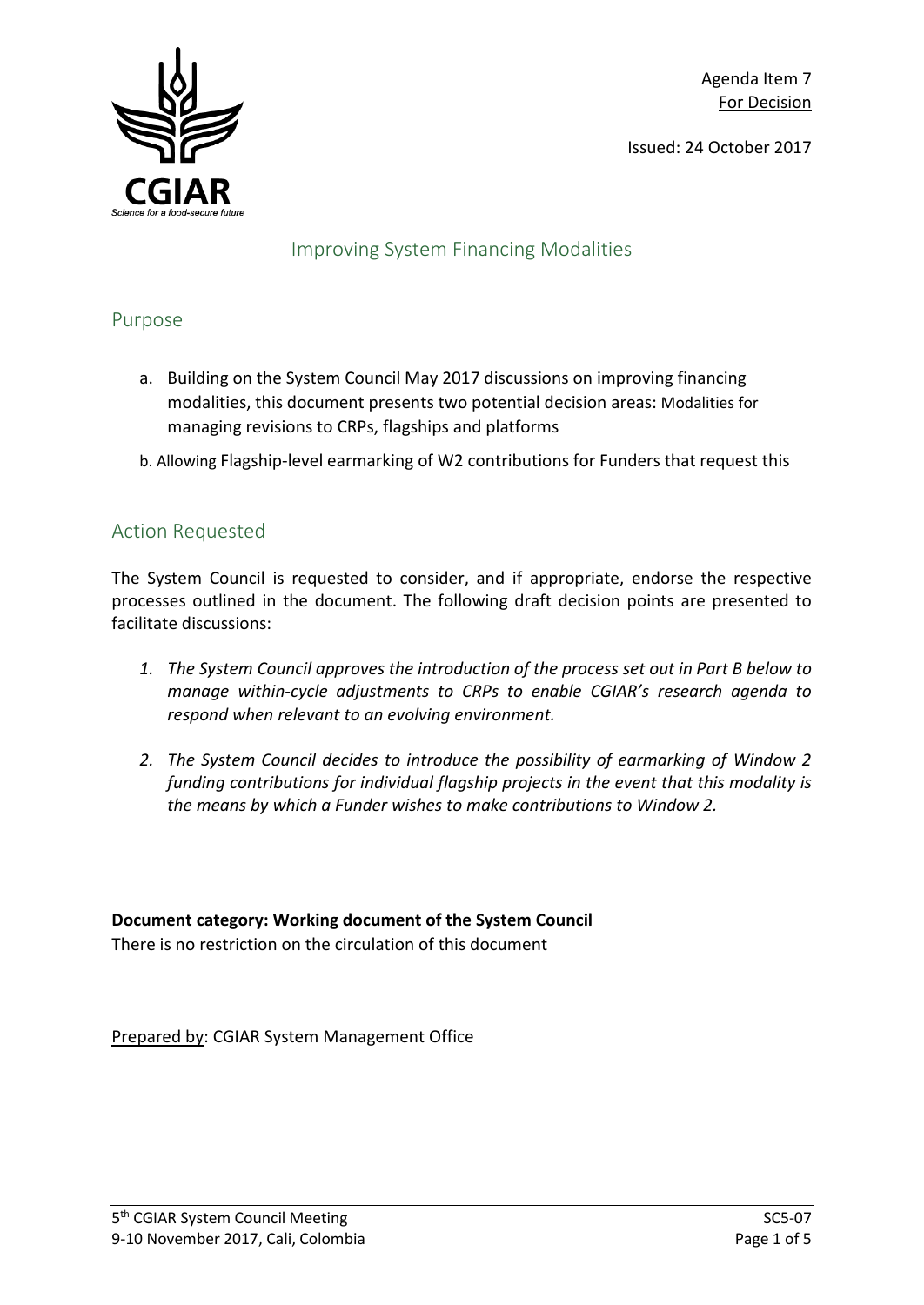Agenda Item 7
For Decision

Issued: 24 October 2017

# Improving System Financing Modalities

## Purpose

a. Building on the System Council May 2017 discussions on improving financing modalities, this document presents two potential decision areas: Modalities for managing revisions to CRPs, flagships and platforms

b. Allowing Flagship-level earmarking of W2 contributions for Funders that request this

## Action Requested

The System Council is requested to consider, and if appropriate, endorse the respective processes outlined in the document. The following draft decision points are presented to facilitate discussions:

1. *The System Council approves the introduction of the process set out in Part B below to manage within-cycle adjustments to CRPs to enable CGIAR's research agenda to respond when relevant to an evolving environment.*

2. *The System Council decides to introduce the possibility of earmarking of Window 2 funding contributions for individual flagship projects in the event that this modality is the means by which a Funder wishes to make contributions to Window 2.*

**Document category: Working document of the System Council**
There is no restriction on the circulation of this document

Prepared by: CGIAR System Management Office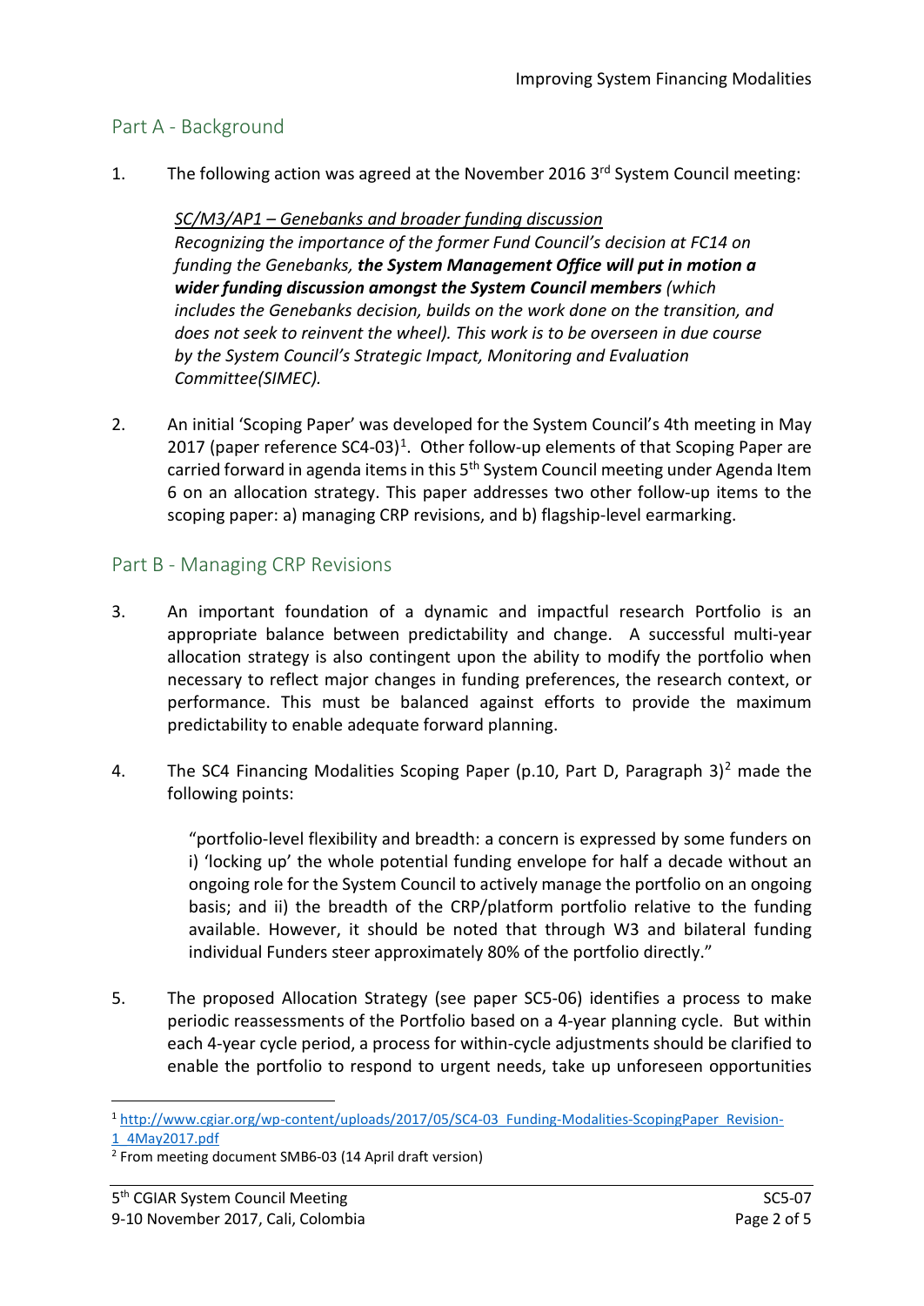## Part A - Background

1. The following action was agreed at the November 2016 3rd System Council meeting:

   *SC/M3/AP1 – Genebanks and broader funding discussion*
   *Recognizing the importance of the former Fund Council's decision at FC14 on funding the Genebanks, **the System Management Office will put in motion a wider funding discussion amongst the System Council members** (which includes the Genebanks decision, builds on the work done on the transition, and does not seek to reinvent the wheel). This work is to be overseen in due course by the System Council's Strategic Impact, Monitoring and Evaluation Committee(SIMEC).*

2. An initial 'Scoping Paper' was developed for the System Council's 4th meeting in May 2017 (paper reference SC4-03)[1]. Other follow-up elements of that Scoping Paper are carried forward in agenda items in this 5th System Council meeting under Agenda Item 6 on an allocation strategy. This paper addresses two other follow-up items to the scoping paper: a) managing CRP revisions, and b) flagship-level earmarking.

## Part B - Managing CRP Revisions

3. An important foundation of a dynamic and impactful research Portfolio is an appropriate balance between predictability and change. A successful multi-year allocation strategy is also contingent upon the ability to modify the portfolio when necessary to reflect major changes in funding preferences, the research context, or performance. This must be balanced against efforts to provide the maximum predictability to enable adequate forward planning.

4. The SC4 Financing Modalities Scoping Paper (p.10, Part D, Paragraph 3)[2] made the following points:

   > "portfolio-level flexibility and breadth: a concern is expressed by some funders on i) 'locking up' the whole potential funding envelope for half a decade without an ongoing role for the System Council to actively manage the portfolio on an ongoing basis; and ii) the breadth of the CRP/platform portfolio relative to the funding available. However, it should be noted that through W3 and bilateral funding individual Funders steer approximately 80% of the portfolio directly."

5. The proposed Allocation Strategy (see paper SC5-06) identifies a process to make periodic reassessments of the Portfolio based on a 4-year planning cycle. But within each 4-year cycle period, a process for within-cycle adjustments should be clarified to enable the portfolio to respond to urgent needs, take up unforeseen opportunities

[1] http://www.cgiar.org/wp-content/uploads/2017/05/SC4-03_Funding-Modalities-ScopingPaper_Revision-1_4May2017.pdf

[2] From meeting document SMB6-03 (14 April draft version)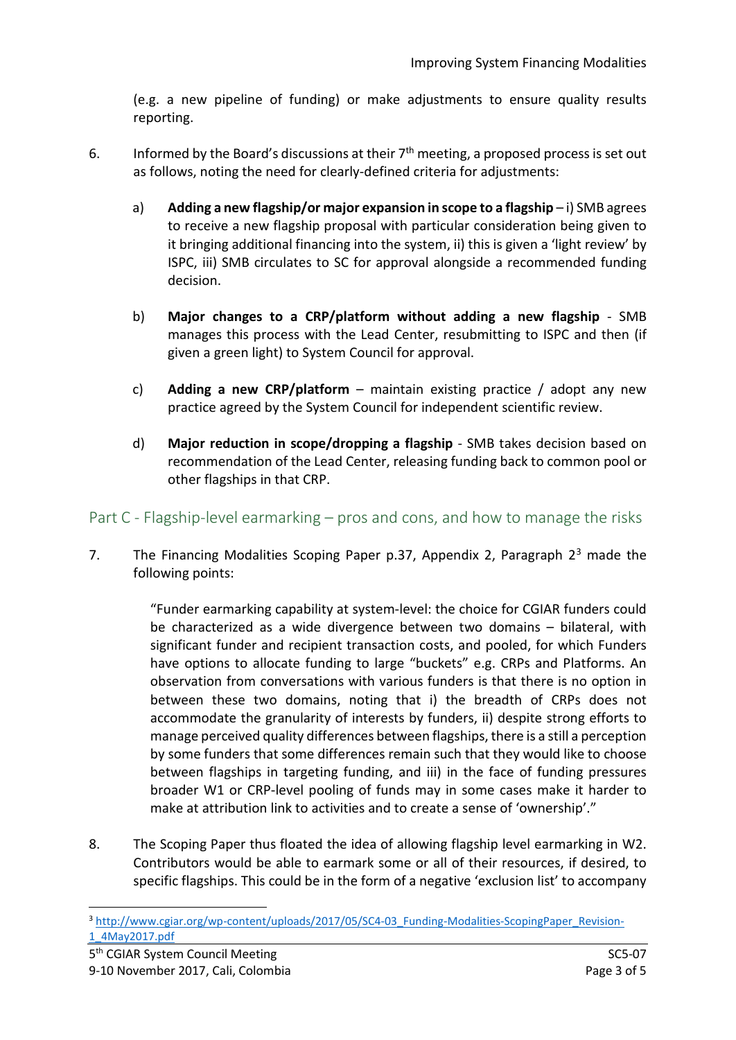(e.g. a new pipeline of funding) or make adjustments to ensure quality results reporting.

6. Informed by the Board's discussions at their 7th meeting, a proposed process is set out as follows, noting the need for clearly-defined criteria for adjustments:

   a) **Adding a new flagship/or major expansion in scope to a flagship** – i) SMB agrees to receive a new flagship proposal with particular consideration being given to it bringing additional financing into the system, ii) this is given a 'light review' by ISPC, iii) SMB circulates to SC for approval alongside a recommended funding decision.

   b) **Major changes to a CRP/platform without adding a new flagship** - SMB manages this process with the Lead Center, resubmitting to ISPC and then (if given a green light) to System Council for approval.

   c) **Adding a new CRP/platform** – maintain existing practice / adopt any new practice agreed by the System Council for independent scientific review.

   d) **Major reduction in scope/dropping a flagship** - SMB takes decision based on recommendation of the Lead Center, releasing funding back to common pool or other flagships in that CRP.

## Part C - Flagship-level earmarking – pros and cons, and how to manage the risks

7. The Financing Modalities Scoping Paper p.37, Appendix 2, Paragraph 2[3] made the following points:

   > "Funder earmarking capability at system-level: the choice for CGIAR funders could be characterized as a wide divergence between two domains – bilateral, with significant funder and recipient transaction costs, and pooled, for which Funders have options to allocate funding to large "buckets" e.g. CRPs and Platforms. An observation from conversations with various funders is that there is no option in between these two domains, noting that i) the breadth of CRPs does not accommodate the granularity of interests by funders, ii) despite strong efforts to manage perceived quality differences between flagships, there is a still a perception by some funders that some differences remain such that they would like to choose between flagships in targeting funding, and iii) in the face of funding pressures broader W1 or CRP-level pooling of funds may in some cases make it harder to make at attribution link to activities and to create a sense of 'ownership'."

8. The Scoping Paper thus floated the idea of allowing flagship level earmarking in W2. Contributors would be able to earmark some or all of their resources, if desired, to specific flagships. This could be in the form of a negative 'exclusion list' to accompany

[3] http://www.cgiar.org/wp-content/uploads/2017/05/SC4-03_Funding-Modalities-ScopingPaper_Revision-1_4May2017.pdf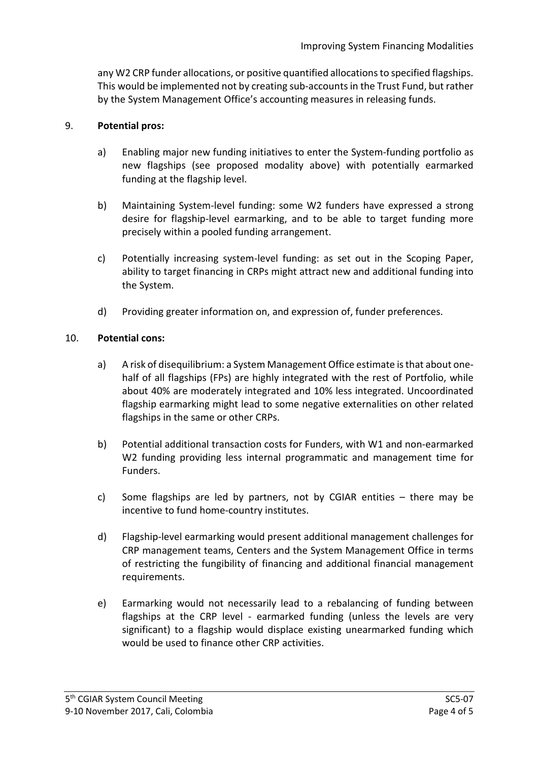any W2 CRP funder allocations, or positive quantified allocations to specified flagships. This would be implemented not by creating sub-accounts in the Trust Fund, but rather by the System Management Office's accounting measures in releasing funds.

9. **Potential pros:**

   a) Enabling major new funding initiatives to enter the System-funding portfolio as new flagships (see proposed modality above) with potentially earmarked funding at the flagship level.

   b) Maintaining System-level funding: some W2 funders have expressed a strong desire for flagship-level earmarking, and to be able to target funding more precisely within a pooled funding arrangement.

   c) Potentially increasing system-level funding: as set out in the Scoping Paper, ability to target financing in CRPs might attract new and additional funding into the System.

   d) Providing greater information on, and expression of, funder preferences.

10. **Potential cons:**

   a) A risk of disequilibrium: a System Management Office estimate is that about one-half of all flagships (FPs) are highly integrated with the rest of Portfolio, while about 40% are moderately integrated and 10% less integrated. Uncoordinated flagship earmarking might lead to some negative externalities on other related flagships in the same or other CRPs.

   b) Potential additional transaction costs for Funders, with W1 and non-earmarked W2 funding providing less internal programmatic and management time for Funders.

   c) Some flagships are led by partners, not by CGIAR entities – there may be incentive to fund home-country institutes.

   d) Flagship-level earmarking would present additional management challenges for CRP management teams, Centers and the System Management Office in terms of restricting the fungibility of financing and additional financial management requirements.

   e) Earmarking would not necessarily lead to a rebalancing of funding between flagships at the CRP level - earmarked funding (unless the levels are very significant) to a flagship would displace existing unearmarked funding which would be used to finance other CRP activities.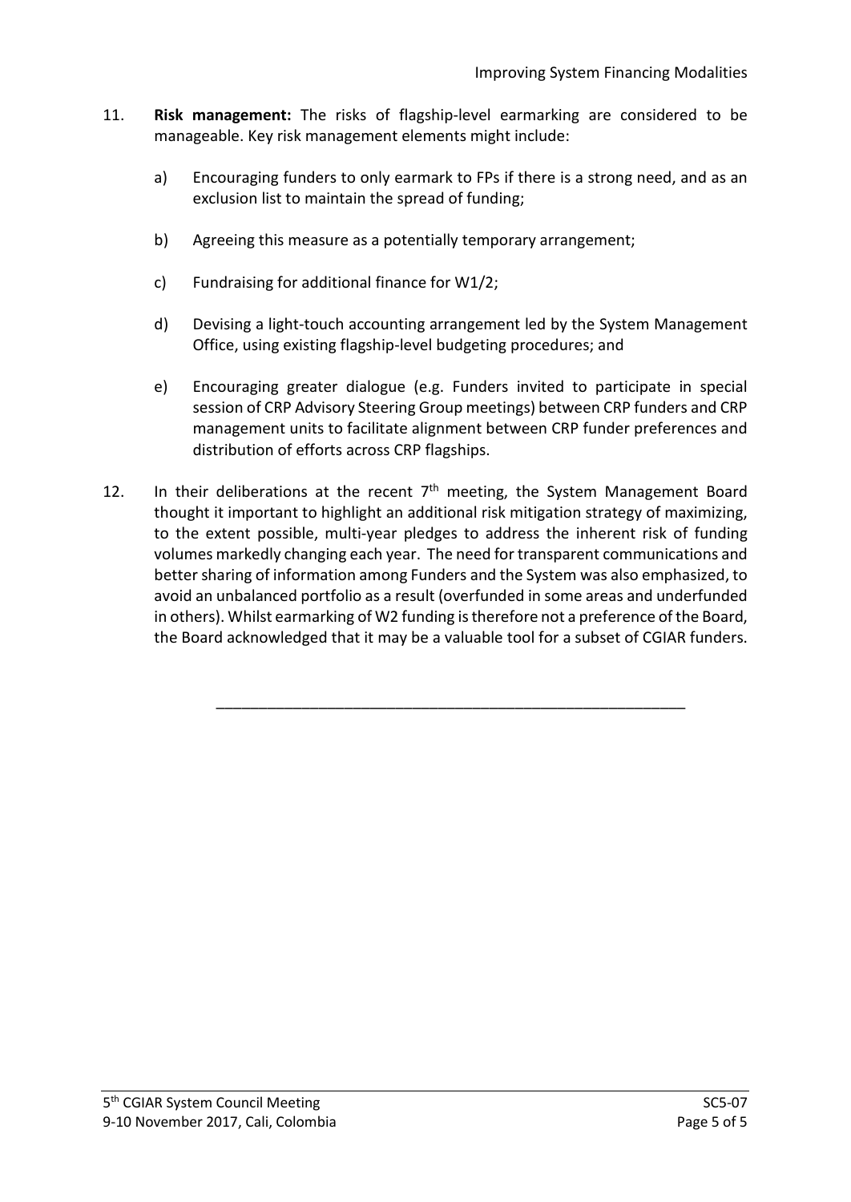11. **Risk management:** The risks of flagship-level earmarking are considered to be manageable. Key risk management elements might include:

    a) Encouraging funders to only earmark to FPs if there is a strong need, and as an exclusion list to maintain the spread of funding;

    b) Agreeing this measure as a potentially temporary arrangement;

    c) Fundraising for additional finance for W1/2;

    d) Devising a light-touch accounting arrangement led by the System Management Office, using existing flagship-level budgeting procedures; and

    e) Encouraging greater dialogue (e.g. Funders invited to participate in special session of CRP Advisory Steering Group meetings) between CRP funders and CRP management units to facilitate alignment between CRP funder preferences and distribution of efforts across CRP flagships.

12. In their deliberations at the recent 7th meeting, the System Management Board thought it important to highlight an additional risk mitigation strategy of maximizing, to the extent possible, multi-year pledges to address the inherent risk of funding volumes markedly changing each year. The need for transparent communications and better sharing of information among Funders and the System was also emphasized, to avoid an unbalanced portfolio as a result (overfunded in some areas and underfunded in others). Whilst earmarking of W2 funding is therefore not a preference of the Board, the Board acknowledged that it may be a valuable tool for a subset of CGIAR funders.

---